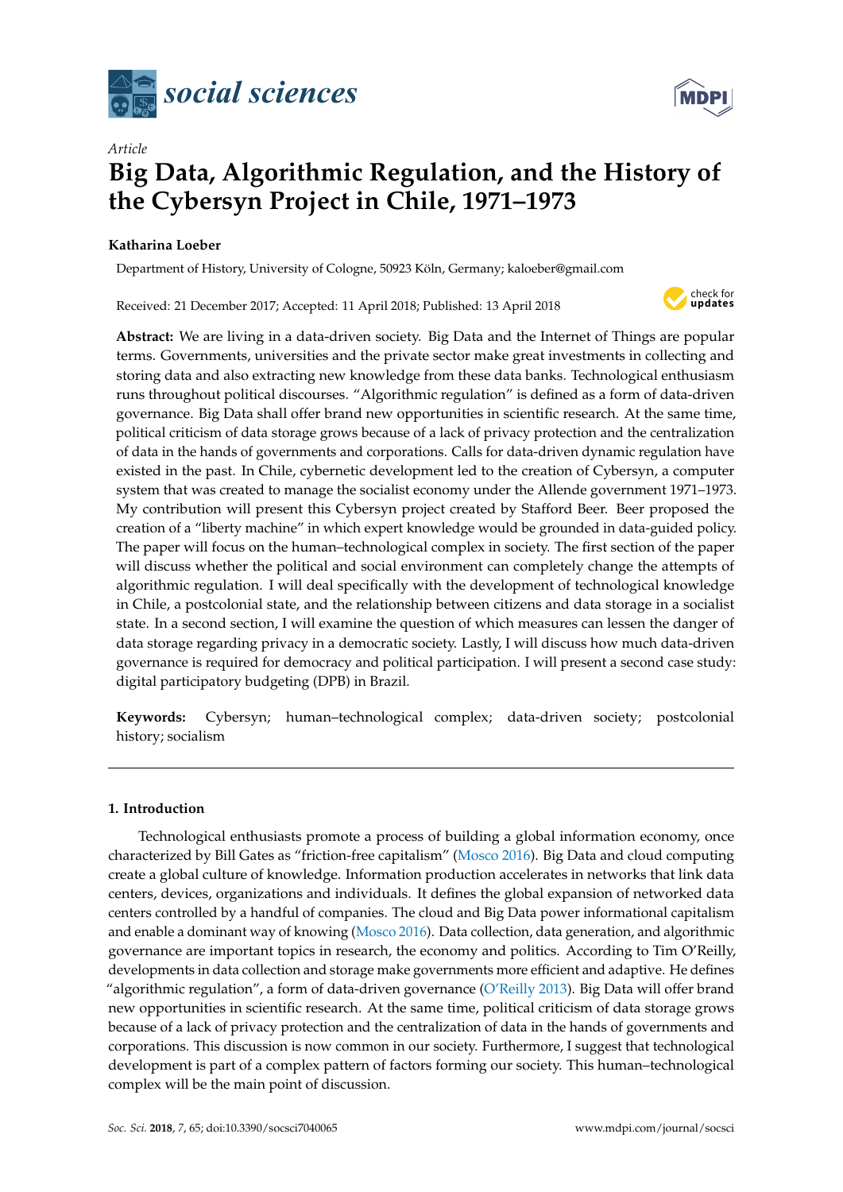*Article*

# Big Data, Algorithmic Regulation, and the History of the Cybersyn Project in Chile, 1971–1973

**Katharina Loeber**

Department of History, University of Cologne, 50923 Köln, Germany; kaloeber@gmail.com

Received: 21 December 2017; Accepted: 11 April 2018; Published: 13 April 2018

**Abstract:** We are living in a data-driven society. Big Data and the Internet of Things are popular terms. Governments, universities and the private sector make great investments in collecting and storing data and also extracting new knowledge from these data banks. Technological enthusiasm runs throughout political discourses. "Algorithmic regulation" is defined as a form of data-driven governance. Big Data shall offer brand new opportunities in scientific research. At the same time, political criticism of data storage grows because of a lack of privacy protection and the centralization of data in the hands of governments and corporations. Calls for data-driven dynamic regulation have existed in the past. In Chile, cybernetic development led to the creation of Cybersyn, a computer system that was created to manage the socialist economy under the Allende government 1971–1973. My contribution will present this Cybersyn project created by Stafford Beer. Beer proposed the creation of a "liberty machine" in which expert knowledge would be grounded in data-guided policy. The paper will focus on the human–technological complex in society. The first section of the paper will discuss whether the political and social environment can completely change the attempts of algorithmic regulation. I will deal specifically with the development of technological knowledge in Chile, a postcolonial state, and the relationship between citizens and data storage in a socialist state. In a second section, I will examine the question of which measures can lessen the danger of data storage regarding privacy in a democratic society. Lastly, I will discuss how much data-driven governance is required for democracy and political participation. I will present a second case study: digital participatory budgeting (DPB) in Brazil.

**Keywords:** Cybersyn; human–technological complex; data-driven society; postcolonial history; socialism

## 1. Introduction

Technological enthusiasts promote a process of building a global information economy, once characterized by Bill Gates as "friction-free capitalism" (Mosco 2016). Big Data and cloud computing create a global culture of knowledge. Information production accelerates in networks that link data centers, devices, organizations and individuals. It defines the global expansion of networked data centers controlled by a handful of companies. The cloud and Big Data power informational capitalism and enable a dominant way of knowing (Mosco 2016). Data collection, data generation, and algorithmic governance are important topics in research, the economy and politics. According to Tim O'Reilly, developments in data collection and storage make governments more efficient and adaptive. He defines "algorithmic regulation", a form of data-driven governance (O'Reilly 2013). Big Data will offer brand new opportunities in scientific research. At the same time, political criticism of data storage grows because of a lack of privacy protection and the centralization of data in the hands of governments and corporations. This discussion is now common in our society. Furthermore, I suggest that technological development is part of a complex pattern of factors forming our society. This human–technological complex will be the main point of discussion.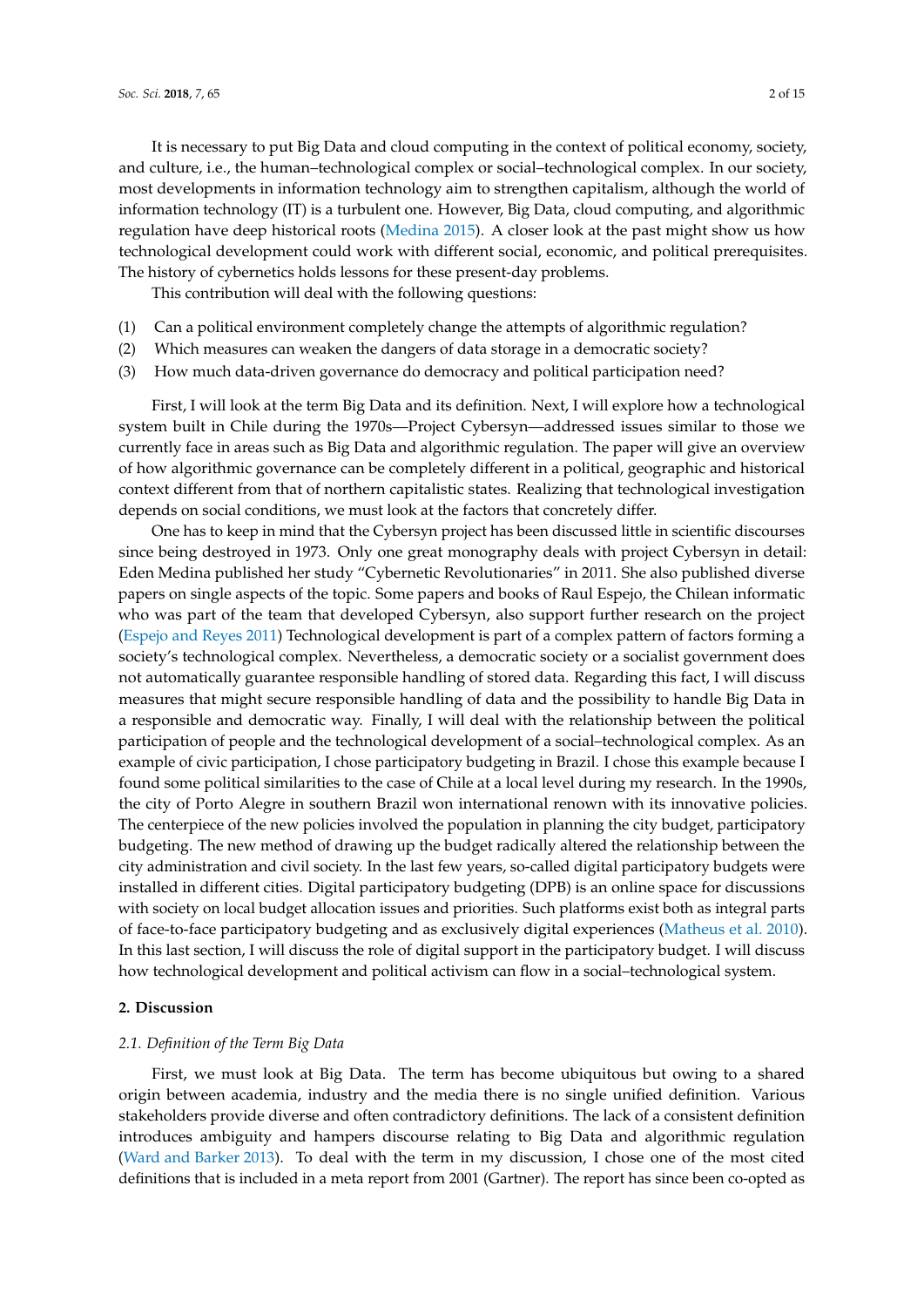It is necessary to put Big Data and cloud computing in the context of political economy, society, and culture, i.e., the human–technological complex or social–technological complex. In our society, most developments in information technology aim to strengthen capitalism, although the world of information technology (IT) is a turbulent one. However, Big Data, cloud computing, and algorithmic regulation have deep historical roots (Medina 2015). A closer look at the past might show us how technological development could work with different social, economic, and political prerequisites. The history of cybernetics holds lessons for these present-day problems.

This contribution will deal with the following questions:

(1) Can a political environment completely change the attempts of algorithmic regulation?
(2) Which measures can weaken the dangers of data storage in a democratic society?
(3) How much data-driven governance do democracy and political participation need?

First, I will look at the term Big Data and its definition. Next, I will explore how a technological system built in Chile during the 1970s—Project Cybersyn—addressed issues similar to those we currently face in areas such as Big Data and algorithmic regulation. The paper will give an overview of how algorithmic governance can be completely different in a political, geographic and historical context different from that of northern capitalistic states. Realizing that technological investigation depends on social conditions, we must look at the factors that concretely differ.

One has to keep in mind that the Cybersyn project has been discussed little in scientific discourses since being destroyed in 1973. Only one great monography deals with project Cybersyn in detail: Eden Medina published her study "Cybernetic Revolutionaries" in 2011. She also published diverse papers on single aspects of the topic. Some papers and books of Raul Espejo, the Chilean informatic who was part of the team that developed Cybersyn, also support further research on the project (Espejo and Reyes 2011) Technological development is part of a complex pattern of factors forming a society's technological complex. Nevertheless, a democratic society or a socialist government does not automatically guarantee responsible handling of stored data. Regarding this fact, I will discuss measures that might secure responsible handling of data and the possibility to handle Big Data in a responsible and democratic way. Finally, I will deal with the relationship between the political participation of people and the technological development of a social–technological complex. As an example of civic participation, I chose participatory budgeting in Brazil. I chose this example because I found some political similarities to the case of Chile at a local level during my research. In the 1990s, the city of Porto Alegre in southern Brazil won international renown with its innovative policies. The centerpiece of the new policies involved the population in planning the city budget, participatory budgeting. The new method of drawing up the budget radically altered the relationship between the city administration and civil society. In the last few years, so-called digital participatory budgets were installed in different cities. Digital participatory budgeting (DPB) is an online space for discussions with society on local budget allocation issues and priorities. Such platforms exist both as integral parts of face-to-face participatory budgeting and as exclusively digital experiences (Matheus et al. 2010). In this last section, I will discuss the role of digital support in the participatory budget. I will discuss how technological development and political activism can flow in a social–technological system.

## 2. Discussion

### *2.1. Definition of the Term Big Data*

First, we must look at Big Data. The term has become ubiquitous but owing to a shared origin between academia, industry and the media there is no single unified definition. Various stakeholders provide diverse and often contradictory definitions. The lack of a consistent definition introduces ambiguity and hampers discourse relating to Big Data and algorithmic regulation (Ward and Barker 2013). To deal with the term in my discussion, I chose one of the most cited definitions that is included in a meta report from 2001 (Gartner). The report has since been co-opted as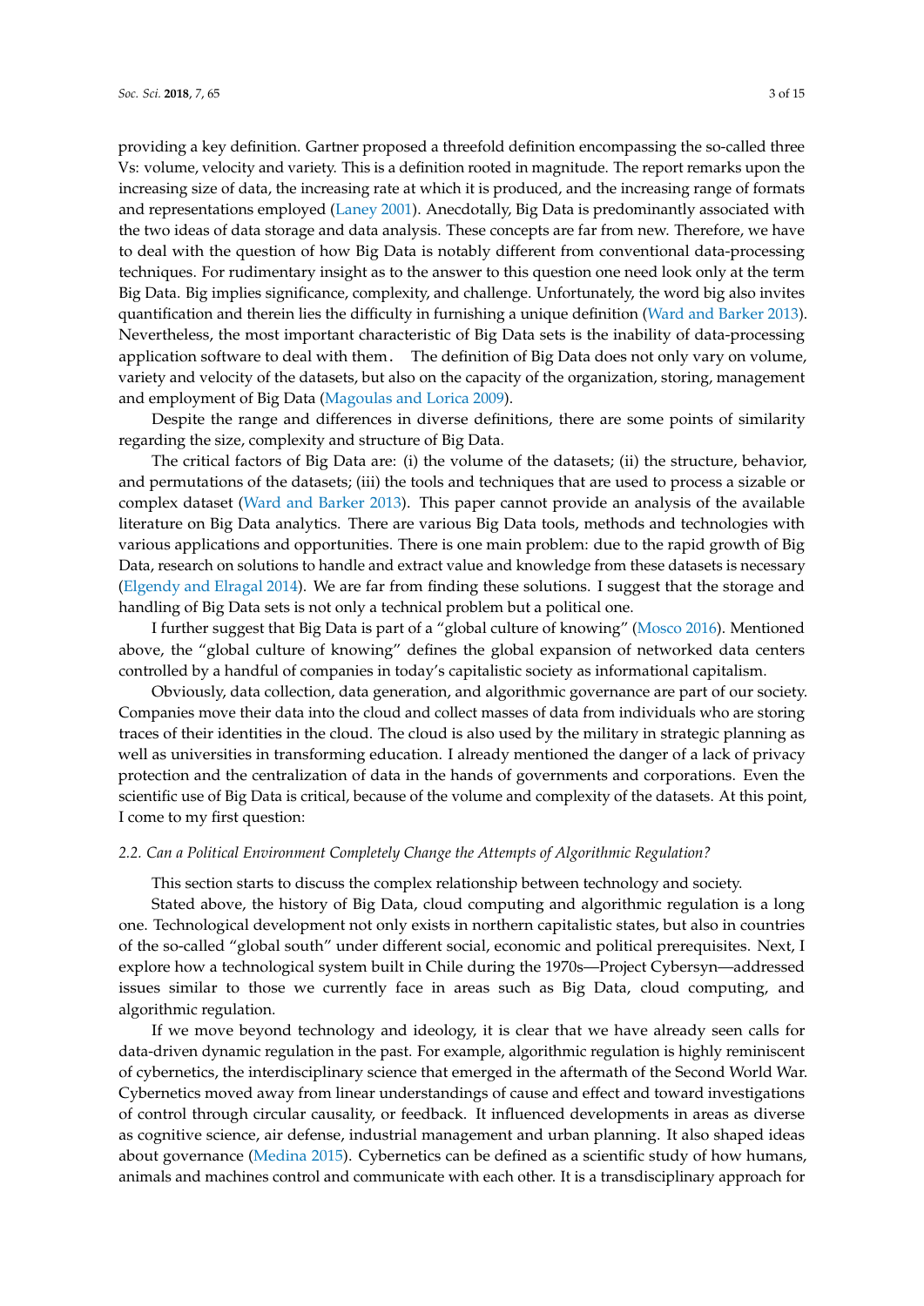providing a key definition. Gartner proposed a threefold definition encompassing the so-called three Vs: volume, velocity and variety. This is a definition rooted in magnitude. The report remarks upon the increasing size of data, the increasing rate at which it is produced, and the increasing range of formats and representations employed (Laney 2001). Anecdotally, Big Data is predominantly associated with the two ideas of data storage and data analysis. These concepts are far from new. Therefore, we have to deal with the question of how Big Data is notably different from conventional data-processing techniques. For rudimentary insight as to the answer to this question one need look only at the term Big Data. Big implies significance, complexity, and challenge. Unfortunately, the word big also invites quantification and therein lies the difficulty in furnishing a unique definition (Ward and Barker 2013). Nevertheless, the most important characteristic of Big Data sets is the inability of data-processing application software to deal with them. The definition of Big Data does not only vary on volume, variety and velocity of the datasets, but also on the capacity of the organization, storing, management and employment of Big Data (Magoulas and Lorica 2009).

Despite the range and differences in diverse definitions, there are some points of similarity regarding the size, complexity and structure of Big Data.

The critical factors of Big Data are: (i) the volume of the datasets; (ii) the structure, behavior, and permutations of the datasets; (iii) the tools and techniques that are used to process a sizable or complex dataset (Ward and Barker 2013). This paper cannot provide an analysis of the available literature on Big Data analytics. There are various Big Data tools, methods and technologies with various applications and opportunities. There is one main problem: due to the rapid growth of Big Data, research on solutions to handle and extract value and knowledge from these datasets is necessary (Elgendy and Elragal 2014). We are far from finding these solutions. I suggest that the storage and handling of Big Data sets is not only a technical problem but a political one.

I further suggest that Big Data is part of a "global culture of knowing" (Mosco 2016). Mentioned above, the "global culture of knowing" defines the global expansion of networked data centers controlled by a handful of companies in today's capitalistic society as informational capitalism.

Obviously, data collection, data generation, and algorithmic governance are part of our society. Companies move their data into the cloud and collect masses of data from individuals who are storing traces of their identities in the cloud. The cloud is also used by the military in strategic planning as well as universities in transforming education. I already mentioned the danger of a lack of privacy protection and the centralization of data in the hands of governments and corporations. Even the scientific use of Big Data is critical, because of the volume and complexity of the datasets. At this point, I come to my first question:

### *2.2. Can a Political Environment Completely Change the Attempts of Algorithmic Regulation?*

This section starts to discuss the complex relationship between technology and society.

Stated above, the history of Big Data, cloud computing and algorithmic regulation is a long one. Technological development not only exists in northern capitalistic states, but also in countries of the so-called "global south" under different social, economic and political prerequisites. Next, I explore how a technological system built in Chile during the 1970s—Project Cybersyn—addressed issues similar to those we currently face in areas such as Big Data, cloud computing, and algorithmic regulation.

If we move beyond technology and ideology, it is clear that we have already seen calls for data-driven dynamic regulation in the past. For example, algorithmic regulation is highly reminiscent of cybernetics, the interdisciplinary science that emerged in the aftermath of the Second World War. Cybernetics moved away from linear understandings of cause and effect and toward investigations of control through circular causality, or feedback. It influenced developments in areas as diverse as cognitive science, air defense, industrial management and urban planning. It also shaped ideas about governance (Medina 2015). Cybernetics can be defined as a scientific study of how humans, animals and machines control and communicate with each other. It is a transdisciplinary approach for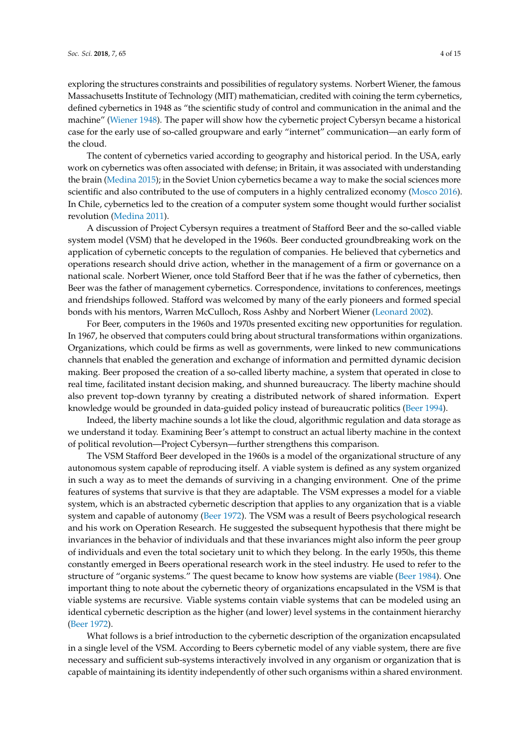exploring the structures constraints and possibilities of regulatory systems. Norbert Wiener, the famous Massachusetts Institute of Technology (MIT) mathematician, credited with coining the term cybernetics, defined cybernetics in 1948 as "the scientific study of control and communication in the animal and the machine" (Wiener 1948). The paper will show how the cybernetic project Cybersyn became a historical case for the early use of so-called groupware and early "internet" communication—an early form of the cloud.

The content of cybernetics varied according to geography and historical period. In the USA, early work on cybernetics was often associated with defense; in Britain, it was associated with understanding the brain (Medina 2015); in the Soviet Union cybernetics became a way to make the social sciences more scientific and also contributed to the use of computers in a highly centralized economy (Mosco 2016). In Chile, cybernetics led to the creation of a computer system some thought would further socialist revolution (Medina 2011).

A discussion of Project Cybersyn requires a treatment of Stafford Beer and the so-called viable system model (VSM) that he developed in the 1960s. Beer conducted groundbreaking work on the application of cybernetic concepts to the regulation of companies. He believed that cybernetics and operations research should drive action, whether in the management of a firm or governance on a national scale. Norbert Wiener, once told Stafford Beer that if he was the father of cybernetics, then Beer was the father of management cybernetics. Correspondence, invitations to conferences, meetings and friendships followed. Stafford was welcomed by many of the early pioneers and formed special bonds with his mentors, Warren McCulloch, Ross Ashby and Norbert Wiener (Leonard 2002).

For Beer, computers in the 1960s and 1970s presented exciting new opportunities for regulation. In 1967, he observed that computers could bring about structural transformations within organizations. Organizations, which could be firms as well as governments, were linked to new communications channels that enabled the generation and exchange of information and permitted dynamic decision making. Beer proposed the creation of a so-called liberty machine, a system that operated in close to real time, facilitated instant decision making, and shunned bureaucracy. The liberty machine should also prevent top-down tyranny by creating a distributed network of shared information. Expert knowledge would be grounded in data-guided policy instead of bureaucratic politics (Beer 1994).

Indeed, the liberty machine sounds a lot like the cloud, algorithmic regulation and data storage as we understand it today. Examining Beer's attempt to construct an actual liberty machine in the context of political revolution—Project Cybersyn—further strengthens this comparison.

The VSM Stafford Beer developed in the 1960s is a model of the organizational structure of any autonomous system capable of reproducing itself. A viable system is defined as any system organized in such a way as to meet the demands of surviving in a changing environment. One of the prime features of systems that survive is that they are adaptable. The VSM expresses a model for a viable system, which is an abstracted cybernetic description that applies to any organization that is a viable system and capable of autonomy (Beer 1972). The VSM was a result of Beers psychological research and his work on Operation Research. He suggested the subsequent hypothesis that there might be invariances in the behavior of individuals and that these invariances might also inform the peer group of individuals and even the total societary unit to which they belong. In the early 1950s, this theme constantly emerged in Beers operational research work in the steel industry. He used to refer to the structure of "organic systems." The quest became to know how systems are viable (Beer 1984). One important thing to note about the cybernetic theory of organizations encapsulated in the VSM is that viable systems are recursive. Viable systems contain viable systems that can be modeled using an identical cybernetic description as the higher (and lower) level systems in the containment hierarchy (Beer 1972).

What follows is a brief introduction to the cybernetic description of the organization encapsulated in a single level of the VSM. According to Beers cybernetic model of any viable system, there are five necessary and sufficient sub-systems interactively involved in any organism or organization that is capable of maintaining its identity independently of other such organisms within a shared environment.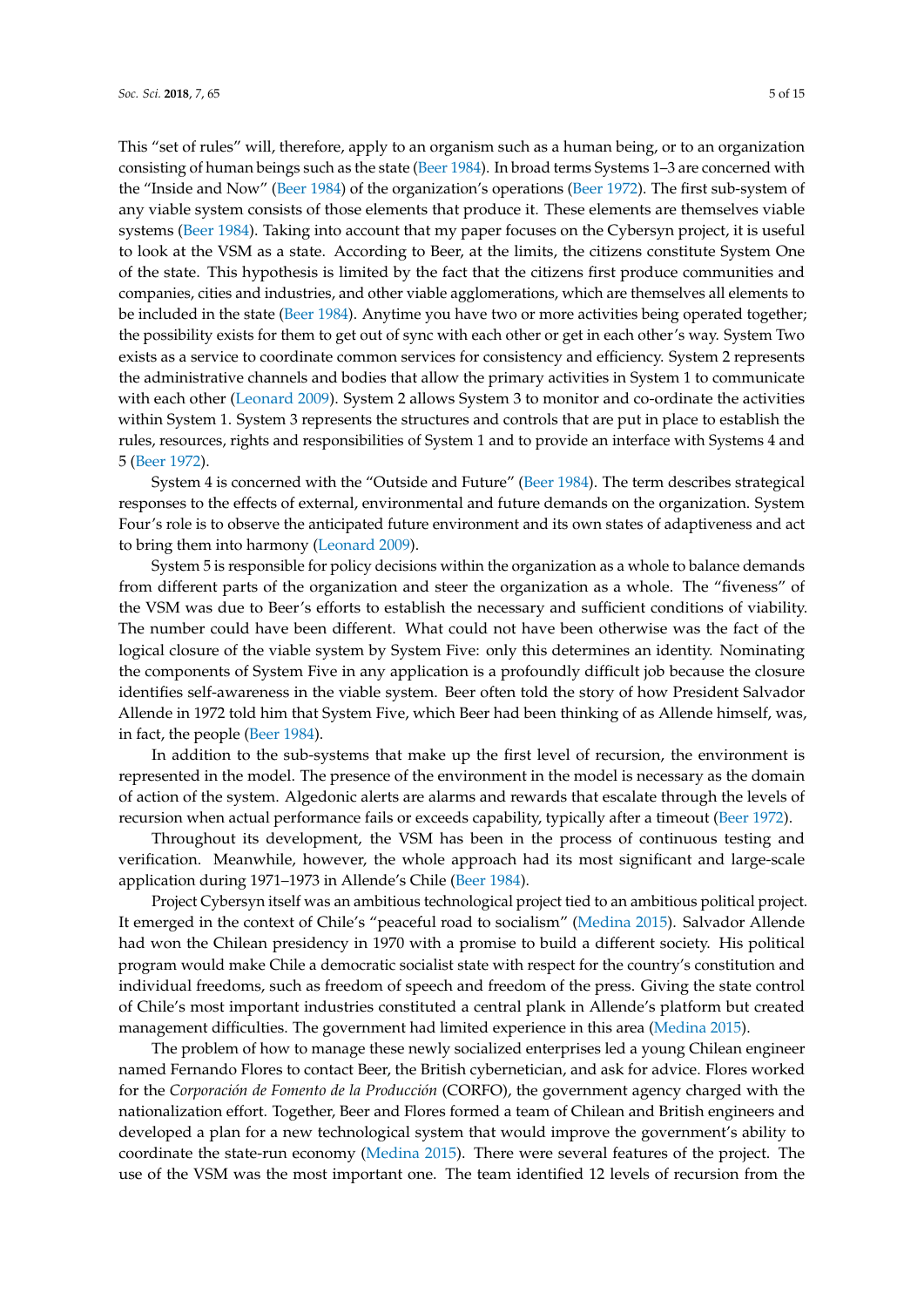This "set of rules" will, therefore, apply to an organism such as a human being, or to an organization consisting of human beings such as the state (Beer 1984). In broad terms Systems 1–3 are concerned with the "Inside and Now" (Beer 1984) of the organization's operations (Beer 1972). The first sub-system of any viable system consists of those elements that produce it. These elements are themselves viable systems (Beer 1984). Taking into account that my paper focuses on the Cybersyn project, it is useful to look at the VSM as a state. According to Beer, at the limits, the citizens constitute System One of the state. This hypothesis is limited by the fact that the citizens first produce communities and companies, cities and industries, and other viable agglomerations, which are themselves all elements to be included in the state (Beer 1984). Anytime you have two or more activities being operated together; the possibility exists for them to get out of sync with each other or get in each other's way. System Two exists as a service to coordinate common services for consistency and efficiency. System 2 represents the administrative channels and bodies that allow the primary activities in System 1 to communicate with each other (Leonard 2009). System 2 allows System 3 to monitor and co-ordinate the activities within System 1. System 3 represents the structures and controls that are put in place to establish the rules, resources, rights and responsibilities of System 1 and to provide an interface with Systems 4 and 5 (Beer 1972).

System 4 is concerned with the "Outside and Future" (Beer 1984). The term describes strategical responses to the effects of external, environmental and future demands on the organization. System Four's role is to observe the anticipated future environment and its own states of adaptiveness and act to bring them into harmony (Leonard 2009).

System 5 is responsible for policy decisions within the organization as a whole to balance demands from different parts of the organization and steer the organization as a whole. The "fiveness" of the VSM was due to Beer's efforts to establish the necessary and sufficient conditions of viability. The number could have been different. What could not have been otherwise was the fact of the logical closure of the viable system by System Five: only this determines an identity. Nominating the components of System Five in any application is a profoundly difficult job because the closure identifies self-awareness in the viable system. Beer often told the story of how President Salvador Allende in 1972 told him that System Five, which Beer had been thinking of as Allende himself, was, in fact, the people (Beer 1984).

In addition to the sub-systems that make up the first level of recursion, the environment is represented in the model. The presence of the environment in the model is necessary as the domain of action of the system. Algedonic alerts are alarms and rewards that escalate through the levels of recursion when actual performance fails or exceeds capability, typically after a timeout (Beer 1972).

Throughout its development, the VSM has been in the process of continuous testing and verification. Meanwhile, however, the whole approach had its most significant and large-scale application during 1971–1973 in Allende's Chile (Beer 1984).

Project Cybersyn itself was an ambitious technological project tied to an ambitious political project. It emerged in the context of Chile's "peaceful road to socialism" (Medina 2015). Salvador Allende had won the Chilean presidency in 1970 with a promise to build a different society. His political program would make Chile a democratic socialist state with respect for the country's constitution and individual freedoms, such as freedom of speech and freedom of the press. Giving the state control of Chile's most important industries constituted a central plank in Allende's platform but created management difficulties. The government had limited experience in this area (Medina 2015).

The problem of how to manage these newly socialized enterprises led a young Chilean engineer named Fernando Flores to contact Beer, the British cybernetician, and ask for advice. Flores worked for the *Corporación de Fomento de la Producción* (CORFO), the government agency charged with the nationalization effort. Together, Beer and Flores formed a team of Chilean and British engineers and developed a plan for a new technological system that would improve the government's ability to coordinate the state-run economy (Medina 2015). There were several features of the project. The use of the VSM was the most important one. The team identified 12 levels of recursion from the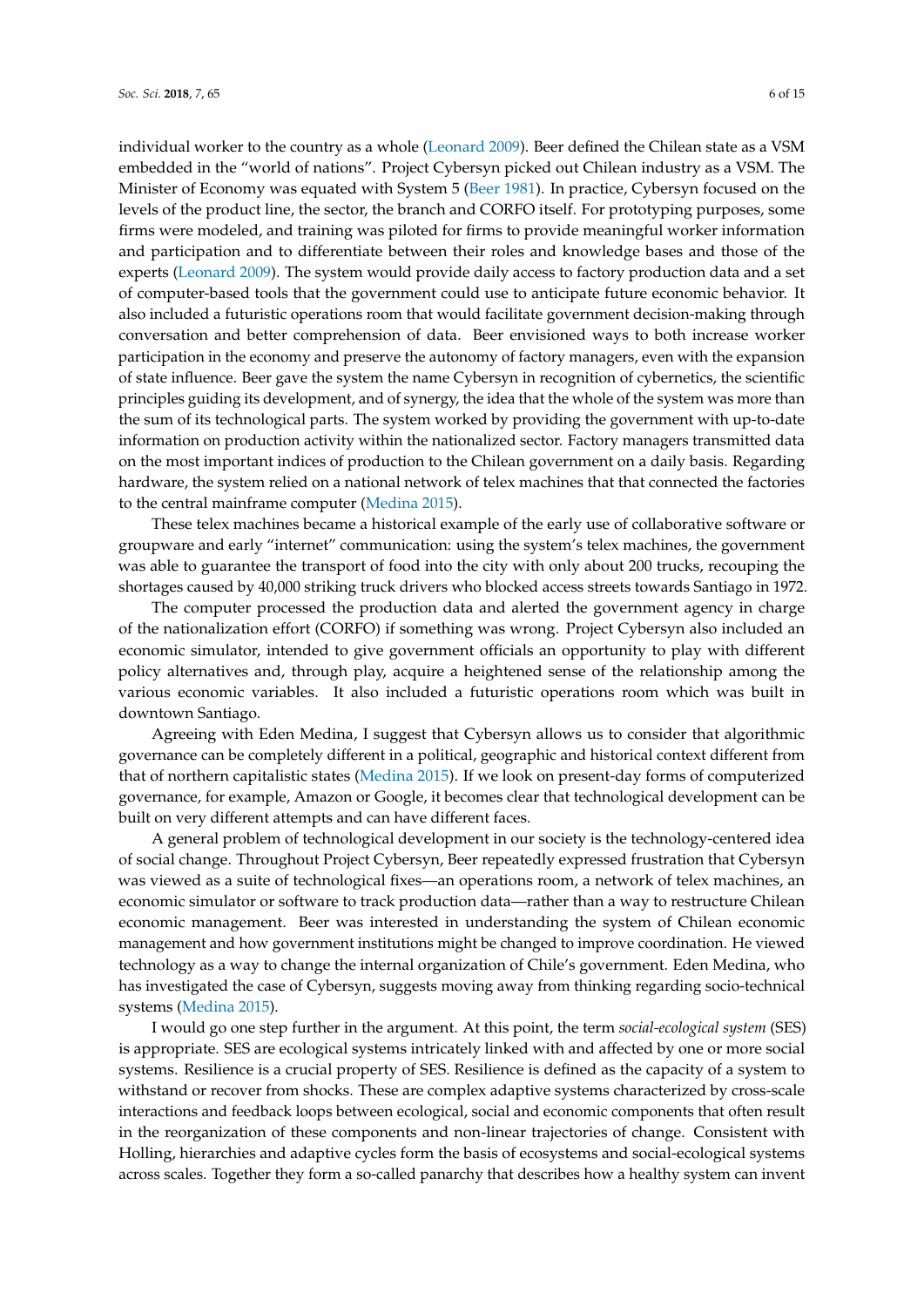individual worker to the country as a whole (Leonard 2009). Beer defined the Chilean state as a VSM embedded in the "world of nations". Project Cybersyn picked out Chilean industry as a VSM. The Minister of Economy was equated with System 5 (Beer 1981). In practice, Cybersyn focused on the levels of the product line, the sector, the branch and CORFO itself. For prototyping purposes, some firms were modeled, and training was piloted for firms to provide meaningful worker information and participation and to differentiate between their roles and knowledge bases and those of the experts (Leonard 2009). The system would provide daily access to factory production data and a set of computer-based tools that the government could use to anticipate future economic behavior. It also included a futuristic operations room that would facilitate government decision-making through conversation and better comprehension of data. Beer envisioned ways to both increase worker participation in the economy and preserve the autonomy of factory managers, even with the expansion of state influence. Beer gave the system the name Cybersyn in recognition of cybernetics, the scientific principles guiding its development, and of synergy, the idea that the whole of the system was more than the sum of its technological parts. The system worked by providing the government with up-to-date information on production activity within the nationalized sector. Factory managers transmitted data on the most important indices of production to the Chilean government on a daily basis. Regarding hardware, the system relied on a national network of telex machines that that connected the factories to the central mainframe computer (Medina 2015).

These telex machines became a historical example of the early use of collaborative software or groupware and early "internet" communication: using the system's telex machines, the government was able to guarantee the transport of food into the city with only about 200 trucks, recouping the shortages caused by 40,000 striking truck drivers who blocked access streets towards Santiago in 1972.

The computer processed the production data and alerted the government agency in charge of the nationalization effort (CORFO) if something was wrong. Project Cybersyn also included an economic simulator, intended to give government officials an opportunity to play with different policy alternatives and, through play, acquire a heightened sense of the relationship among the various economic variables. It also included a futuristic operations room which was built in downtown Santiago.

Agreeing with Eden Medina, I suggest that Cybersyn allows us to consider that algorithmic governance can be completely different in a political, geographic and historical context different from that of northern capitalistic states (Medina 2015). If we look on present-day forms of computerized governance, for example, Amazon or Google, it becomes clear that technological development can be built on very different attempts and can have different faces.

A general problem of technological development in our society is the technology-centered idea of social change. Throughout Project Cybersyn, Beer repeatedly expressed frustration that Cybersyn was viewed as a suite of technological fixes—an operations room, a network of telex machines, an economic simulator or software to track production data—rather than a way to restructure Chilean economic management. Beer was interested in understanding the system of Chilean economic management and how government institutions might be changed to improve coordination. He viewed technology as a way to change the internal organization of Chile's government. Eden Medina, who has investigated the case of Cybersyn, suggests moving away from thinking regarding socio-technical systems (Medina 2015).

I would go one step further in the argument. At this point, the term *social-ecological system* (SES) is appropriate. SES are ecological systems intricately linked with and affected by one or more social systems. Resilience is a crucial property of SES. Resilience is defined as the capacity of a system to withstand or recover from shocks. These are complex adaptive systems characterized by cross-scale interactions and feedback loops between ecological, social and economic components that often result in the reorganization of these components and non-linear trajectories of change. Consistent with Holling, hierarchies and adaptive cycles form the basis of ecosystems and social-ecological systems across scales. Together they form a so-called panarchy that describes how a healthy system can invent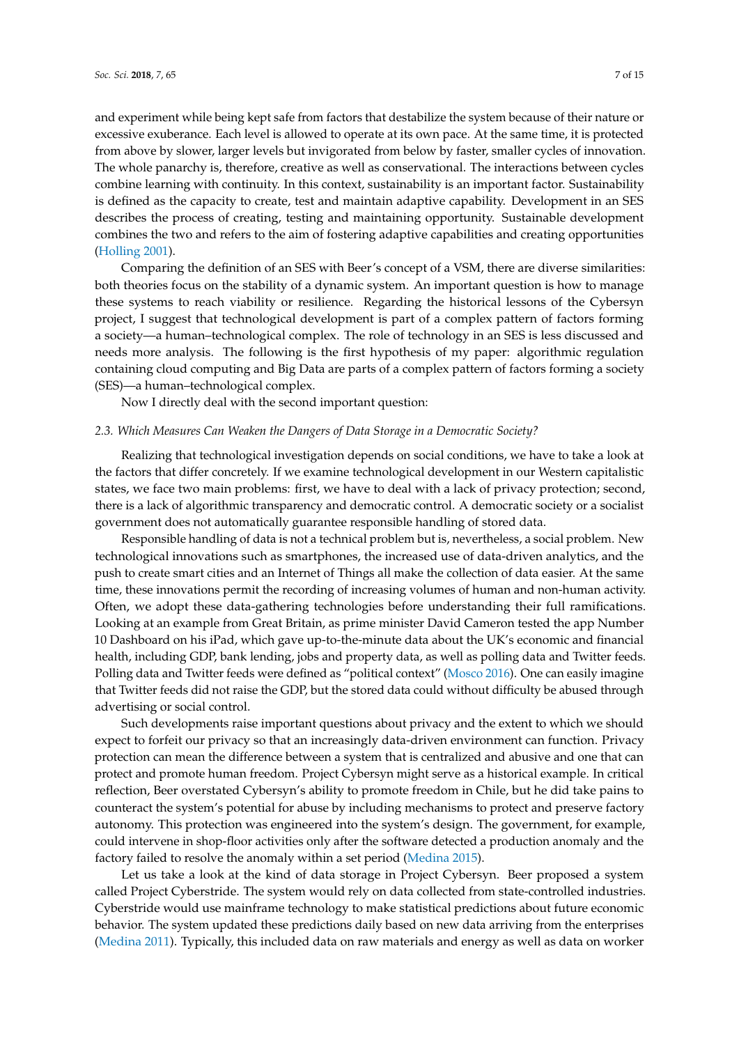and experiment while being kept safe from factors that destabilize the system because of their nature or excessive exuberance. Each level is allowed to operate at its own pace. At the same time, it is protected from above by slower, larger levels but invigorated from below by faster, smaller cycles of innovation. The whole panarchy is, therefore, creative as well as conservational. The interactions between cycles combine learning with continuity. In this context, sustainability is an important factor. Sustainability is defined as the capacity to create, test and maintain adaptive capability. Development in an SES describes the process of creating, testing and maintaining opportunity. Sustainable development combines the two and refers to the aim of fostering adaptive capabilities and creating opportunities (Holling 2001).

Comparing the definition of an SES with Beer's concept of a VSM, there are diverse similarities: both theories focus on the stability of a dynamic system. An important question is how to manage these systems to reach viability or resilience. Regarding the historical lessons of the Cybersyn project, I suggest that technological development is part of a complex pattern of factors forming a society—a human–technological complex. The role of technology in an SES is less discussed and needs more analysis. The following is the first hypothesis of my paper: algorithmic regulation containing cloud computing and Big Data are parts of a complex pattern of factors forming a society (SES)—a human–technological complex.

Now I directly deal with the second important question:

### *2.3. Which Measures Can Weaken the Dangers of Data Storage in a Democratic Society?*

Realizing that technological investigation depends on social conditions, we have to take a look at the factors that differ concretely. If we examine technological development in our Western capitalistic states, we face two main problems: first, we have to deal with a lack of privacy protection; second, there is a lack of algorithmic transparency and democratic control. A democratic society or a socialist government does not automatically guarantee responsible handling of stored data.

Responsible handling of data is not a technical problem but is, nevertheless, a social problem. New technological innovations such as smartphones, the increased use of data-driven analytics, and the push to create smart cities and an Internet of Things all make the collection of data easier. At the same time, these innovations permit the recording of increasing volumes of human and non-human activity. Often, we adopt these data-gathering technologies before understanding their full ramifications. Looking at an example from Great Britain, as prime minister David Cameron tested the app Number 10 Dashboard on his iPad, which gave up-to-the-minute data about the UK's economic and financial health, including GDP, bank lending, jobs and property data, as well as polling data and Twitter feeds. Polling data and Twitter feeds were defined as "political context" (Mosco 2016). One can easily imagine that Twitter feeds did not raise the GDP, but the stored data could without difficulty be abused through advertising or social control.

Such developments raise important questions about privacy and the extent to which we should expect to forfeit our privacy so that an increasingly data-driven environment can function. Privacy protection can mean the difference between a system that is centralized and abusive and one that can protect and promote human freedom. Project Cybersyn might serve as a historical example. In critical reflection, Beer overstated Cybersyn's ability to promote freedom in Chile, but he did take pains to counteract the system's potential for abuse by including mechanisms to protect and preserve factory autonomy. This protection was engineered into the system's design. The government, for example, could intervene in shop-floor activities only after the software detected a production anomaly and the factory failed to resolve the anomaly within a set period (Medina 2015).

Let us take a look at the kind of data storage in Project Cybersyn. Beer proposed a system called Project Cyberstride. The system would rely on data collected from state-controlled industries. Cyberstride would use mainframe technology to make statistical predictions about future economic behavior. The system updated these predictions daily based on new data arriving from the enterprises (Medina 2011). Typically, this included data on raw materials and energy as well as data on worker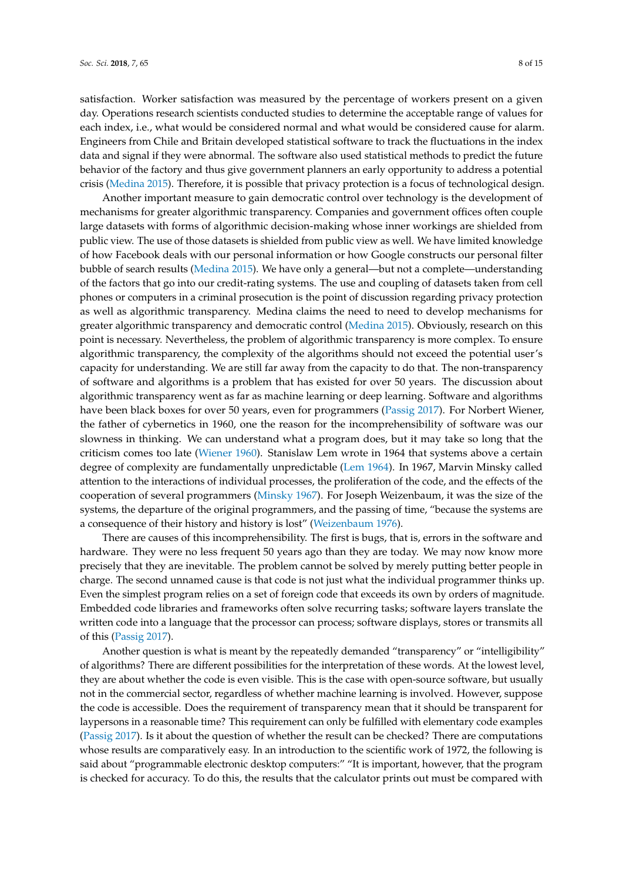satisfaction. Worker satisfaction was measured by the percentage of workers present on a given day. Operations research scientists conducted studies to determine the acceptable range of values for each index, i.e., what would be considered normal and what would be considered cause for alarm. Engineers from Chile and Britain developed statistical software to track the fluctuations in the index data and signal if they were abnormal. The software also used statistical methods to predict the future behavior of the factory and thus give government planners an early opportunity to address a potential crisis (Medina 2015). Therefore, it is possible that privacy protection is a focus of technological design.

Another important measure to gain democratic control over technology is the development of mechanisms for greater algorithmic transparency. Companies and government offices often couple large datasets with forms of algorithmic decision-making whose inner workings are shielded from public view. The use of those datasets is shielded from public view as well. We have limited knowledge of how Facebook deals with our personal information or how Google constructs our personal filter bubble of search results (Medina 2015). We have only a general—but not a complete—understanding of the factors that go into our credit-rating systems. The use and coupling of datasets taken from cell phones or computers in a criminal prosecution is the point of discussion regarding privacy protection as well as algorithmic transparency. Medina claims the need to need to develop mechanisms for greater algorithmic transparency and democratic control (Medina 2015). Obviously, research on this point is necessary. Nevertheless, the problem of algorithmic transparency is more complex. To ensure algorithmic transparency, the complexity of the algorithms should not exceed the potential user's capacity for understanding. We are still far away from the capacity to do that. The non-transparency of software and algorithms is a problem that has existed for over 50 years. The discussion about algorithmic transparency went as far as machine learning or deep learning. Software and algorithms have been black boxes for over 50 years, even for programmers (Passig 2017). For Norbert Wiener, the father of cybernetics in 1960, one the reason for the incomprehensibility of software was our slowness in thinking. We can understand what a program does, but it may take so long that the criticism comes too late (Wiener 1960). Stanislaw Lem wrote in 1964 that systems above a certain degree of complexity are fundamentally unpredictable (Lem 1964). In 1967, Marvin Minsky called attention to the interactions of individual processes, the proliferation of the code, and the effects of the cooperation of several programmers (Minsky 1967). For Joseph Weizenbaum, it was the size of the systems, the departure of the original programmers, and the passing of time, "because the systems are a consequence of their history and history is lost" (Weizenbaum 1976).

There are causes of this incomprehensibility. The first is bugs, that is, errors in the software and hardware. They were no less frequent 50 years ago than they are today. We may now know more precisely that they are inevitable. The problem cannot be solved by merely putting better people in charge. The second unnamed cause is that code is not just what the individual programmer thinks up. Even the simplest program relies on a set of foreign code that exceeds its own by orders of magnitude. Embedded code libraries and frameworks often solve recurring tasks; software layers translate the written code into a language that the processor can process; software displays, stores or transmits all of this (Passig 2017).

Another question is what is meant by the repeatedly demanded "transparency" or "intelligibility" of algorithms? There are different possibilities for the interpretation of these words. At the lowest level, they are about whether the code is even visible. This is the case with open-source software, but usually not in the commercial sector, regardless of whether machine learning is involved. However, suppose the code is accessible. Does the requirement of transparency mean that it should be transparent for laypersons in a reasonable time? This requirement can only be fulfilled with elementary code examples (Passig 2017). Is it about the question of whether the result can be checked? There are computations whose results are comparatively easy. In an introduction to the scientific work of 1972, the following is said about "programmable electronic desktop computers:" "It is important, however, that the program is checked for accuracy. To do this, the results that the calculator prints out must be compared with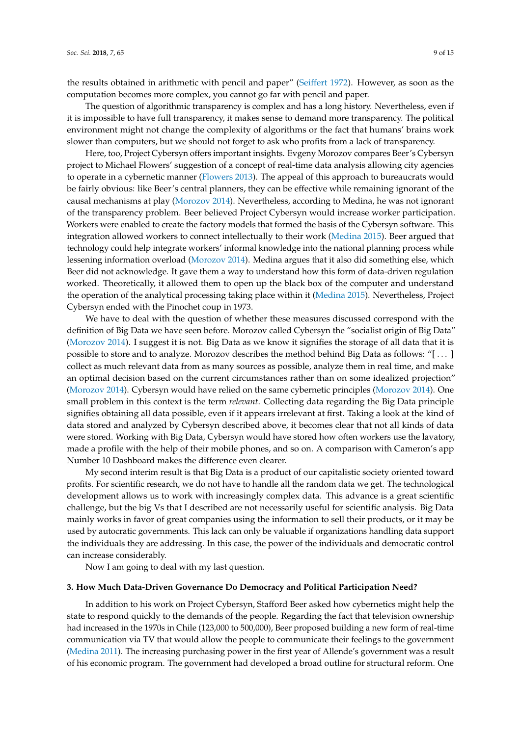the results obtained in arithmetic with pencil and paper" (Seiffert 1972). However, as soon as the computation becomes more complex, you cannot go far with pencil and paper.

The question of algorithmic transparency is complex and has a long history. Nevertheless, even if it is impossible to have full transparency, it makes sense to demand more transparency. The political environment might not change the complexity of algorithms or the fact that humans' brains work slower than computers, but we should not forget to ask who profits from a lack of transparency.

Here, too, Project Cybersyn offers important insights. Evgeny Morozov compares Beer's Cybersyn project to Michael Flowers' suggestion of a concept of real-time data analysis allowing city agencies to operate in a cybernetic manner (Flowers 2013). The appeal of this approach to bureaucrats would be fairly obvious: like Beer's central planners, they can be effective while remaining ignorant of the causal mechanisms at play (Morozov 2014). Nevertheless, according to Medina, he was not ignorant of the transparency problem. Beer believed Project Cybersyn would increase worker participation. Workers were enabled to create the factory models that formed the basis of the Cybersyn software. This integration allowed workers to connect intellectually to their work (Medina 2015). Beer argued that technology could help integrate workers' informal knowledge into the national planning process while lessening information overload (Morozov 2014). Medina argues that it also did something else, which Beer did not acknowledge. It gave them a way to understand how this form of data-driven regulation worked. Theoretically, it allowed them to open up the black box of the computer and understand the operation of the analytical processing taking place within it (Medina 2015). Nevertheless, Project Cybersyn ended with the Pinochet coup in 1973.

We have to deal with the question of whether these measures discussed correspond with the definition of Big Data we have seen before. Morozov called Cybersyn the "socialist origin of Big Data" (Morozov 2014). I suggest it is not. Big Data as we know it signifies the storage of all data that it is possible to store and to analyze. Morozov describes the method behind Big Data as follows: "[ . . . ] collect as much relevant data from as many sources as possible, analyze them in real time, and make an optimal decision based on the current circumstances rather than on some idealized projection" (Morozov 2014). Cybersyn would have relied on the same cybernetic principles (Morozov 2014). One small problem in this context is the term *relevant*. Collecting data regarding the Big Data principle signifies obtaining all data possible, even if it appears irrelevant at first. Taking a look at the kind of data stored and analyzed by Cybersyn described above, it becomes clear that not all kinds of data were stored. Working with Big Data, Cybersyn would have stored how often workers use the lavatory, made a profile with the help of their mobile phones, and so on. A comparison with Cameron's app Number 10 Dashboard makes the difference even clearer.

My second interim result is that Big Data is a product of our capitalistic society oriented toward profits. For scientific research, we do not have to handle all the random data we get. The technological development allows us to work with increasingly complex data. This advance is a great scientific challenge, but the big Vs that I described are not necessarily useful for scientific analysis. Big Data mainly works in favor of great companies using the information to sell their products, or it may be used by autocratic governments. This lack can only be valuable if organizations handling data support the individuals they are addressing. In this case, the power of the individuals and democratic control can increase considerably.

Now I am going to deal with my last question.

### 3. How Much Data-Driven Governance Do Democracy and Political Participation Need?

In addition to his work on Project Cybersyn, Stafford Beer asked how cybernetics might help the state to respond quickly to the demands of the people. Regarding the fact that television ownership had increased in the 1970s in Chile (123,000 to 500,000), Beer proposed building a new form of real-time communication via TV that would allow the people to communicate their feelings to the government (Medina 2011). The increasing purchasing power in the first year of Allende's government was a result of his economic program. The government had developed a broad outline for structural reform. One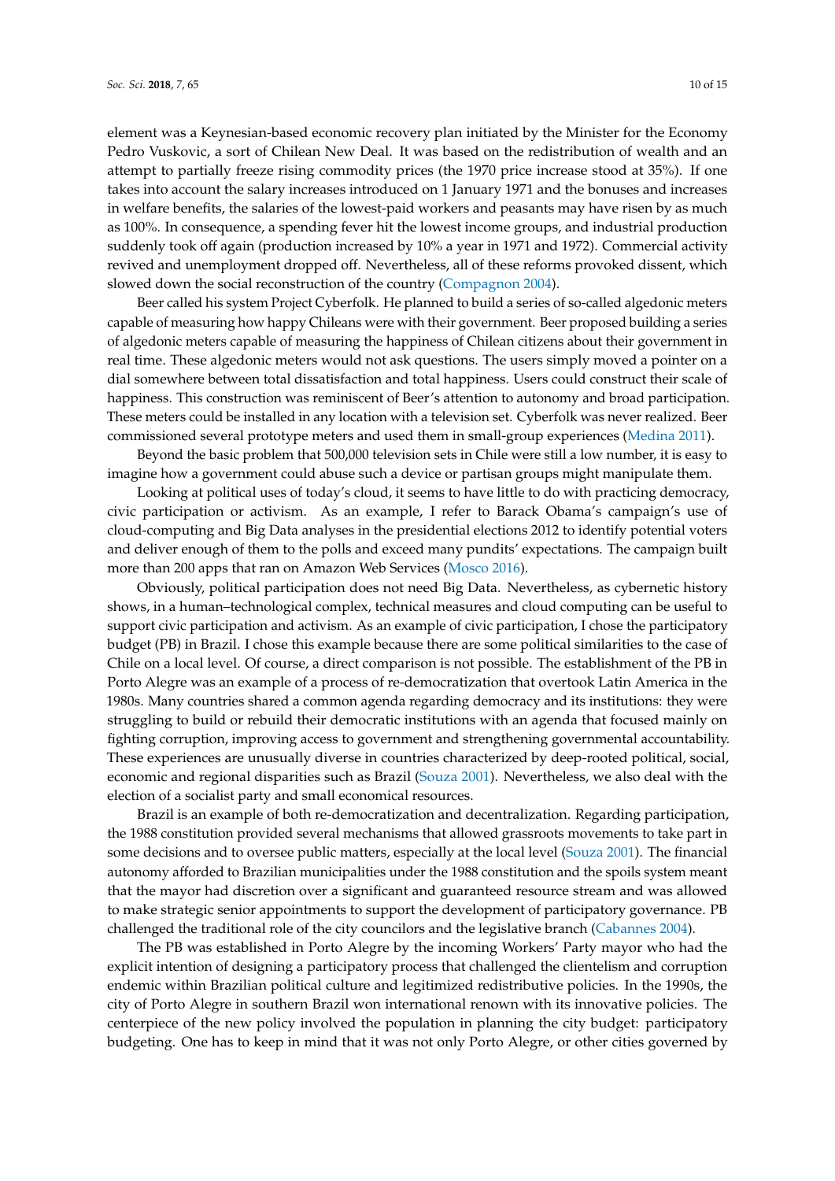element was a Keynesian-based economic recovery plan initiated by the Minister for the Economy Pedro Vuskovic, a sort of Chilean New Deal. It was based on the redistribution of wealth and an attempt to partially freeze rising commodity prices (the 1970 price increase stood at 35%). If one takes into account the salary increases introduced on 1 January 1971 and the bonuses and increases in welfare benefits, the salaries of the lowest-paid workers and peasants may have risen by as much as 100%. In consequence, a spending fever hit the lowest income groups, and industrial production suddenly took off again (production increased by 10% a year in 1971 and 1972). Commercial activity revived and unemployment dropped off. Nevertheless, all of these reforms provoked dissent, which slowed down the social reconstruction of the country (Compagnon 2004).

Beer called his system Project Cyberfolk. He planned to build a series of so-called algedonic meters capable of measuring how happy Chileans were with their government. Beer proposed building a series of algedonic meters capable of measuring the happiness of Chilean citizens about their government in real time. These algedonic meters would not ask questions. The users simply moved a pointer on a dial somewhere between total dissatisfaction and total happiness. Users could construct their scale of happiness. This construction was reminiscent of Beer's attention to autonomy and broad participation. These meters could be installed in any location with a television set. Cyberfolk was never realized. Beer commissioned several prototype meters and used them in small-group experiences (Medina 2011).

Beyond the basic problem that 500,000 television sets in Chile were still a low number, it is easy to imagine how a government could abuse such a device or partisan groups might manipulate them.

Looking at political uses of today's cloud, it seems to have little to do with practicing democracy, civic participation or activism. As an example, I refer to Barack Obama's campaign's use of cloud-computing and Big Data analyses in the presidential elections 2012 to identify potential voters and deliver enough of them to the polls and exceed many pundits' expectations. The campaign built more than 200 apps that ran on Amazon Web Services (Mosco 2016).

Obviously, political participation does not need Big Data. Nevertheless, as cybernetic history shows, in a human–technological complex, technical measures and cloud computing can be useful to support civic participation and activism. As an example of civic participation, I chose the participatory budget (PB) in Brazil. I chose this example because there are some political similarities to the case of Chile on a local level. Of course, a direct comparison is not possible. The establishment of the PB in Porto Alegre was an example of a process of re-democratization that overtook Latin America in the 1980s. Many countries shared a common agenda regarding democracy and its institutions: they were struggling to build or rebuild their democratic institutions with an agenda that focused mainly on fighting corruption, improving access to government and strengthening governmental accountability. These experiences are unusually diverse in countries characterized by deep-rooted political, social, economic and regional disparities such as Brazil (Souza 2001). Nevertheless, we also deal with the election of a socialist party and small economical resources.

Brazil is an example of both re-democratization and decentralization. Regarding participation, the 1988 constitution provided several mechanisms that allowed grassroots movements to take part in some decisions and to oversee public matters, especially at the local level (Souza 2001). The financial autonomy afforded to Brazilian municipalities under the 1988 constitution and the spoils system meant that the mayor had discretion over a significant and guaranteed resource stream and was allowed to make strategic senior appointments to support the development of participatory governance. PB challenged the traditional role of the city councilors and the legislative branch (Cabannes 2004).

The PB was established in Porto Alegre by the incoming Workers' Party mayor who had the explicit intention of designing a participatory process that challenged the clientelism and corruption endemic within Brazilian political culture and legitimized redistributive policies. In the 1990s, the city of Porto Alegre in southern Brazil won international renown with its innovative policies. The centerpiece of the new policy involved the population in planning the city budget: participatory budgeting. One has to keep in mind that it was not only Porto Alegre, or other cities governed by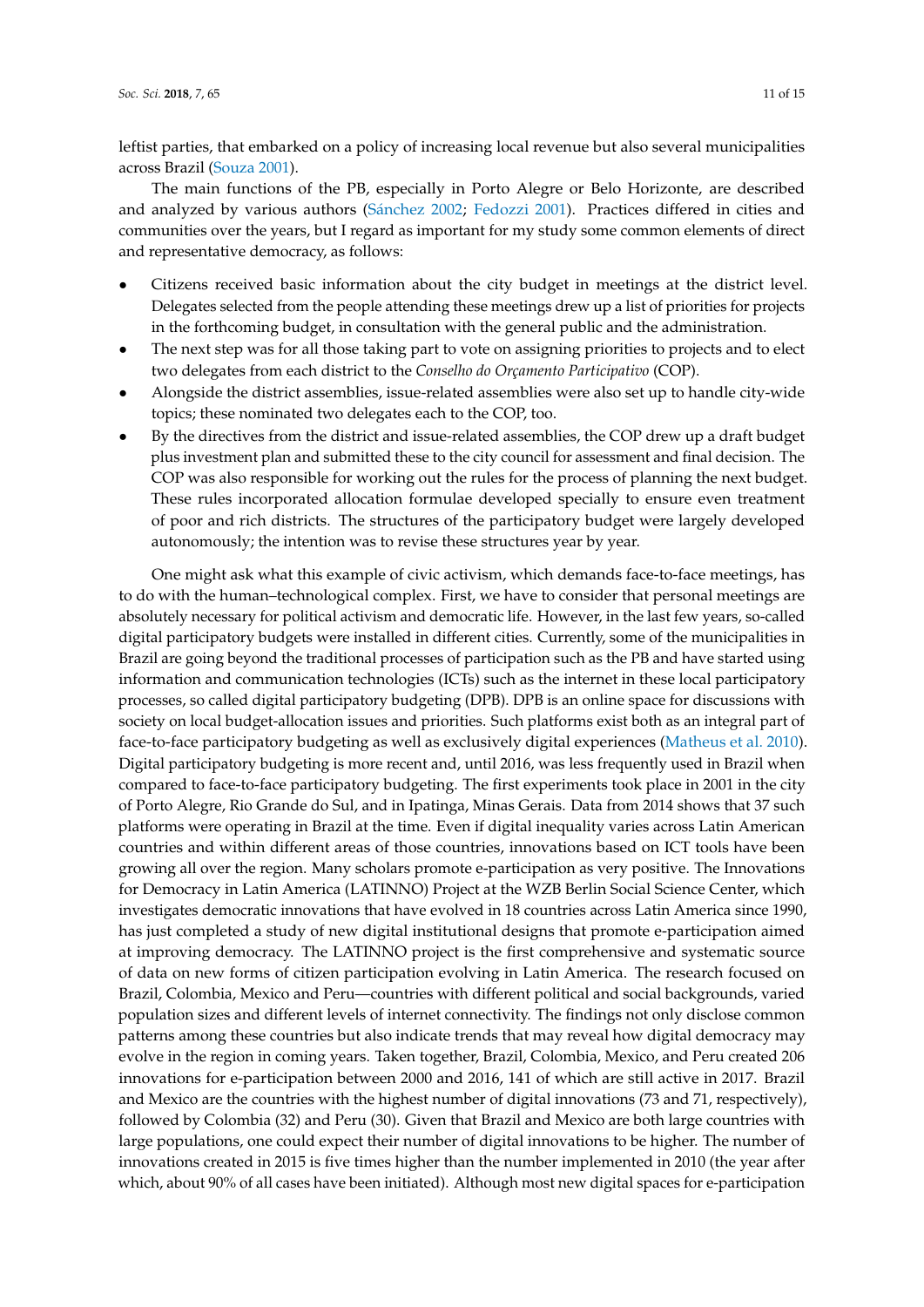leftist parties, that embarked on a policy of increasing local revenue but also several municipalities across Brazil (Souza 2001).

The main functions of the PB, especially in Porto Alegre or Belo Horizonte, are described and analyzed by various authors (Sánchez 2002; Fedozzi 2001). Practices differed in cities and communities over the years, but I regard as important for my study some common elements of direct and representative democracy, as follows:

- Citizens received basic information about the city budget in meetings at the district level. Delegates selected from the people attending these meetings drew up a list of priorities for projects in the forthcoming budget, in consultation with the general public and the administration.
- The next step was for all those taking part to vote on assigning priorities to projects and to elect two delegates from each district to the *Conselho do Orçamento Participativo* (COP).
- Alongside the district assemblies, issue-related assemblies were also set up to handle city-wide topics; these nominated two delegates each to the COP, too.
- By the directives from the district and issue-related assemblies, the COP drew up a draft budget plus investment plan and submitted these to the city council for assessment and final decision. The COP was also responsible for working out the rules for the process of planning the next budget. These rules incorporated allocation formulae developed specially to ensure even treatment of poor and rich districts. The structures of the participatory budget were largely developed autonomously; the intention was to revise these structures year by year.

One might ask what this example of civic activism, which demands face-to-face meetings, has to do with the human–technological complex. First, we have to consider that personal meetings are absolutely necessary for political activism and democratic life. However, in the last few years, so-called digital participatory budgets were installed in different cities. Currently, some of the municipalities in Brazil are going beyond the traditional processes of participation such as the PB and have started using information and communication technologies (ICTs) such as the internet in these local participatory processes, so called digital participatory budgeting (DPB). DPB is an online space for discussions with society on local budget-allocation issues and priorities. Such platforms exist both as an integral part of face-to-face participatory budgeting as well as exclusively digital experiences (Matheus et al. 2010). Digital participatory budgeting is more recent and, until 2016, was less frequently used in Brazil when compared to face-to-face participatory budgeting. The first experiments took place in 2001 in the city of Porto Alegre, Rio Grande do Sul, and in Ipatinga, Minas Gerais. Data from 2014 shows that 37 such platforms were operating in Brazil at the time. Even if digital inequality varies across Latin American countries and within different areas of those countries, innovations based on ICT tools have been growing all over the region. Many scholars promote e-participation as very positive. The Innovations for Democracy in Latin America (LATINNO) Project at the WZB Berlin Social Science Center, which investigates democratic innovations that have evolved in 18 countries across Latin America since 1990, has just completed a study of new digital institutional designs that promote e-participation aimed at improving democracy. The LATINNO project is the first comprehensive and systematic source of data on new forms of citizen participation evolving in Latin America. The research focused on Brazil, Colombia, Mexico and Peru—countries with different political and social backgrounds, varied population sizes and different levels of internet connectivity. The findings not only disclose common patterns among these countries but also indicate trends that may reveal how digital democracy may evolve in the region in coming years. Taken together, Brazil, Colombia, Mexico, and Peru created 206 innovations for e-participation between 2000 and 2016, 141 of which are still active in 2017. Brazil and Mexico are the countries with the highest number of digital innovations (73 and 71, respectively), followed by Colombia (32) and Peru (30). Given that Brazil and Mexico are both large countries with large populations, one could expect their number of digital innovations to be higher. The number of innovations created in 2015 is five times higher than the number implemented in 2010 (the year after which, about 90% of all cases have been initiated). Although most new digital spaces for e-participation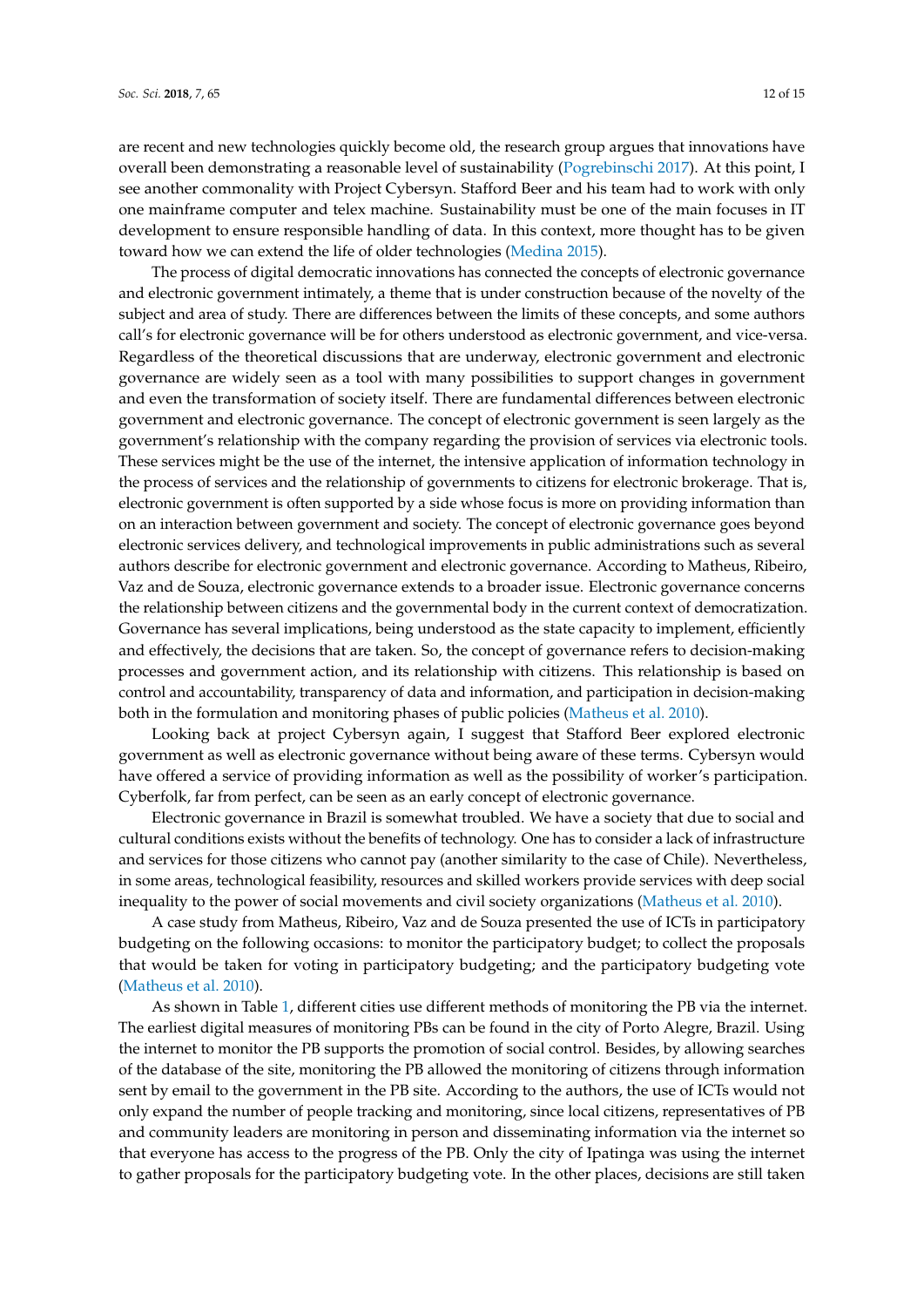are recent and new technologies quickly become old, the research group argues that innovations have overall been demonstrating a reasonable level of sustainability (Pogrebinschi 2017). At this point, I see another commonality with Project Cybersyn. Stafford Beer and his team had to work with only one mainframe computer and telex machine. Sustainability must be one of the main focuses in IT development to ensure responsible handling of data. In this context, more thought has to be given toward how we can extend the life of older technologies (Medina 2015).

The process of digital democratic innovations has connected the concepts of electronic governance and electronic government intimately, a theme that is under construction because of the novelty of the subject and area of study. There are differences between the limits of these concepts, and some authors call's for electronic governance will be for others understood as electronic government, and vice-versa. Regardless of the theoretical discussions that are underway, electronic government and electronic governance are widely seen as a tool with many possibilities to support changes in government and even the transformation of society itself. There are fundamental differences between electronic government and electronic governance. The concept of electronic government is seen largely as the government's relationship with the company regarding the provision of services via electronic tools. These services might be the use of the internet, the intensive application of information technology in the process of services and the relationship of governments to citizens for electronic brokerage. That is, electronic government is often supported by a side whose focus is more on providing information than on an interaction between government and society. The concept of electronic governance goes beyond electronic services delivery, and technological improvements in public administrations such as several authors describe for electronic government and electronic governance. According to Matheus, Ribeiro, Vaz and de Souza, electronic governance extends to a broader issue. Electronic governance concerns the relationship between citizens and the governmental body in the current context of democratization. Governance has several implications, being understood as the state capacity to implement, efficiently and effectively, the decisions that are taken. So, the concept of governance refers to decision-making processes and government action, and its relationship with citizens. This relationship is based on control and accountability, transparency of data and information, and participation in decision-making both in the formulation and monitoring phases of public policies (Matheus et al. 2010).

Looking back at project Cybersyn again, I suggest that Stafford Beer explored electronic government as well as electronic governance without being aware of these terms. Cybersyn would have offered a service of providing information as well as the possibility of worker's participation. Cyberfolk, far from perfect, can be seen as an early concept of electronic governance.

Electronic governance in Brazil is somewhat troubled. We have a society that due to social and cultural conditions exists without the benefits of technology. One has to consider a lack of infrastructure and services for those citizens who cannot pay (another similarity to the case of Chile). Nevertheless, in some areas, technological feasibility, resources and skilled workers provide services with deep social inequality to the power of social movements and civil society organizations (Matheus et al. 2010).

A case study from Matheus, Ribeiro, Vaz and de Souza presented the use of ICTs in participatory budgeting on the following occasions: to monitor the participatory budget; to collect the proposals that would be taken for voting in participatory budgeting; and the participatory budgeting vote (Matheus et al. 2010).

As shown in Table 1, different cities use different methods of monitoring the PB via the internet. The earliest digital measures of monitoring PBs can be found in the city of Porto Alegre, Brazil. Using the internet to monitor the PB supports the promotion of social control. Besides, by allowing searches of the database of the site, monitoring the PB allowed the monitoring of citizens through information sent by email to the government in the PB site. According to the authors, the use of ICTs would not only expand the number of people tracking and monitoring, since local citizens, representatives of PB and community leaders are monitoring in person and disseminating information via the internet so that everyone has access to the progress of the PB. Only the city of Ipatinga was using the internet to gather proposals for the participatory budgeting vote. In the other places, decisions are still taken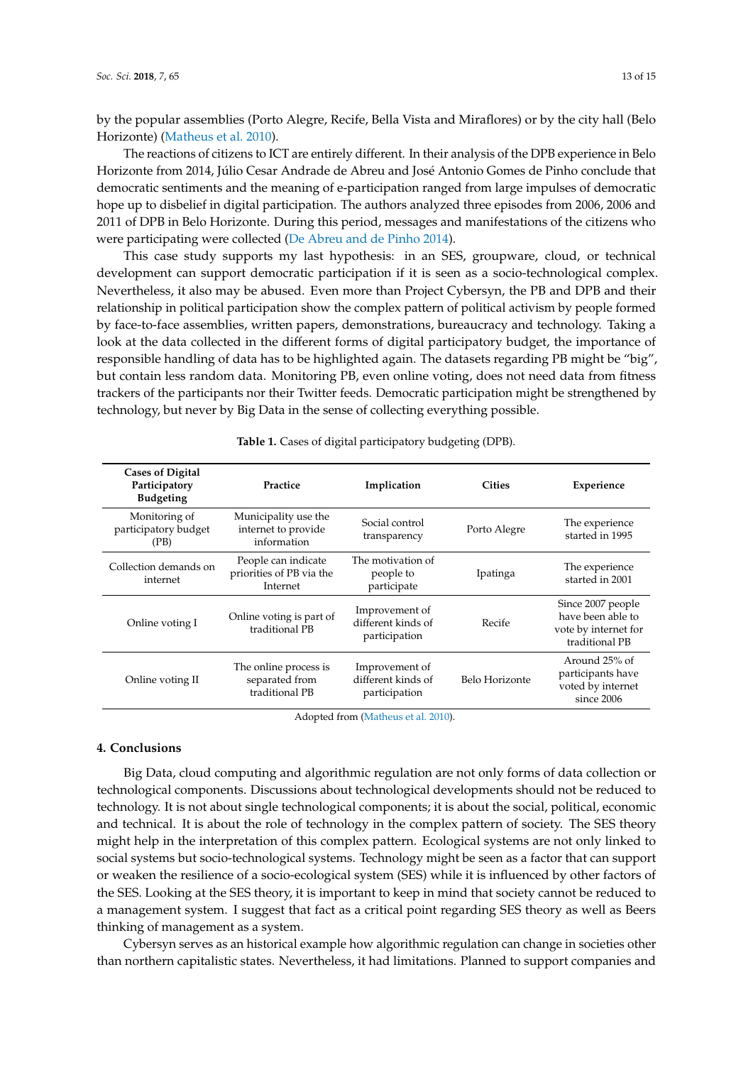by the popular assemblies (Porto Alegre, Recife, Bella Vista and Miraflores) or by the city hall (Belo Horizonte) (Matheus et al. 2010).

The reactions of citizens to ICT are entirely different. In their analysis of the DPB experience in Belo Horizonte from 2014, Júlio Cesar Andrade de Abreu and José Antonio Gomes de Pinho conclude that democratic sentiments and the meaning of e-participation ranged from large impulses of democratic hope up to disbelief in digital participation. The authors analyzed three episodes from 2006, 2006 and 2011 of DPB in Belo Horizonte. During this period, messages and manifestations of the citizens who were participating were collected (De Abreu and de Pinho 2014).

This case study supports my last hypothesis: in an SES, groupware, cloud, or technical development can support democratic participation if it is seen as a socio-technological complex. Nevertheless, it also may be abused. Even more than Project Cybersyn, the PB and DPB and their relationship in political participation show the complex pattern of political activism by people formed by face-to-face assemblies, written papers, demonstrations, bureaucracy and technology. Taking a look at the data collected in the different forms of digital participatory budget, the importance of responsible handling of data has to be highlighted again. The datasets regarding PB might be "big", but contain less random data. Monitoring PB, even online voting, does not need data from fitness trackers of the participants nor their Twitter feeds. Democratic participation might be strengthened by technology, but never by Big Data in the sense of collecting everything possible.

**Table 1.** Cases of digital participatory budgeting (DPB).

| Cases of Digital Participatory Budgeting | Practice | Implication | Cities | Experience |
|---|---|---|---|---|
| Monitoring of participatory budget (PB) | Municipality use the internet to provide information | Social control transparency | Porto Alegre | The experience started in 1995 |
| Collection demands on internet | People can indicate priorities of PB via the Internet | The motivation of people to participate | Ipatinga | The experience started in 2001 |
| Online voting I | Online voting is part of traditional PB | Improvement of different kinds of participation | Recife | Since 2007 people have been able to vote by internet for traditional PB |
| Online voting II | The online process is separated from traditional PB | Improvement of different kinds of participation | Belo Horizonte | Around 25% of participants have voted by internet since 2006 |

Adopted from (Matheus et al. 2010).

## 4. Conclusions

Big Data, cloud computing and algorithmic regulation are not only forms of data collection or technological components. Discussions about technological developments should not be reduced to technology. It is not about single technological components; it is about the social, political, economic and technical. It is about the role of technology in the complex pattern of society. The SES theory might help in the interpretation of this complex pattern. Ecological systems are not only linked to social systems but socio-technological systems. Technology might be seen as a factor that can support or weaken the resilience of a socio-ecological system (SES) while it is influenced by other factors of the SES. Looking at the SES theory, it is important to keep in mind that society cannot be reduced to a management system. I suggest that fact as a critical point regarding SES theory as well as Beers thinking of management as a system.

Cybersyn serves as an historical example how algorithmic regulation can change in societies other than northern capitalistic states. Nevertheless, it had limitations. Planned to support companies and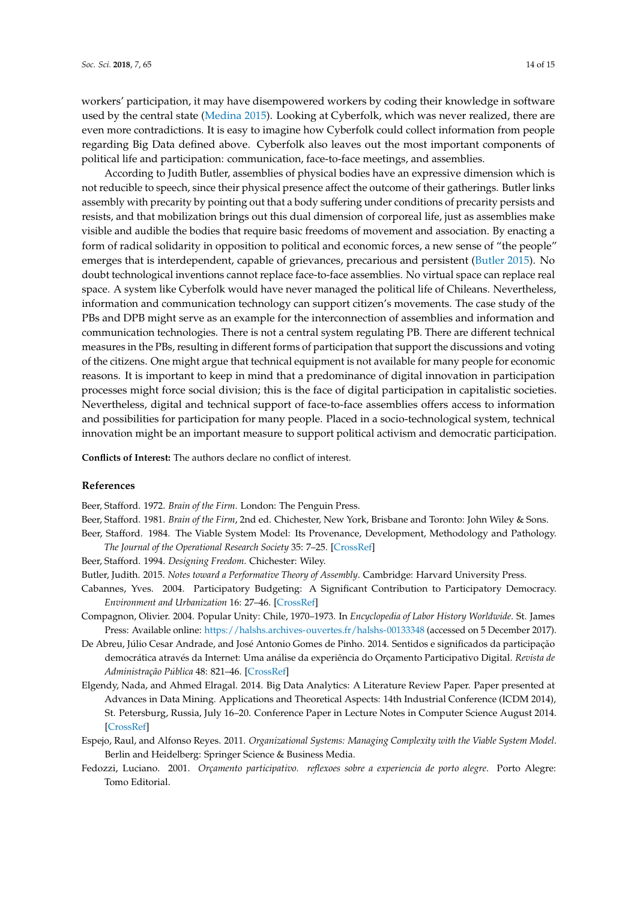workers' participation, it may have disempowered workers by coding their knowledge in software used by the central state (Medina 2015). Looking at Cyberfolk, which was never realized, there are even more contradictions. It is easy to imagine how Cyberfolk could collect information from people regarding Big Data defined above. Cyberfolk also leaves out the most important components of political life and participation: communication, face-to-face meetings, and assemblies.

According to Judith Butler, assemblies of physical bodies have an expressive dimension which is not reducible to speech, since their physical presence affect the outcome of their gatherings. Butler links assembly with precarity by pointing out that a body suffering under conditions of precarity persists and resists, and that mobilization brings out this dual dimension of corporeal life, just as assemblies make visible and audible the bodies that require basic freedoms of movement and association. By enacting a form of radical solidarity in opposition to political and economic forces, a new sense of "the people" emerges that is interdependent, capable of grievances, precarious and persistent (Butler 2015). No doubt technological inventions cannot replace face-to-face assemblies. No virtual space can replace real space. A system like Cyberfolk would have never managed the political life of Chileans. Nevertheless, information and communication technology can support citizen's movements. The case study of the PBs and DPB might serve as an example for the interconnection of assemblies and information and communication technologies. There is not a central system regulating PB. There are different technical measures in the PBs, resulting in different forms of participation that support the discussions and voting of the citizens. One might argue that technical equipment is not available for many people for economic reasons. It is important to keep in mind that a predominance of digital innovation in participation processes might force social division; this is the face of digital participation in capitalistic societies. Nevertheless, digital and technical support of face-to-face assemblies offers access to information and possibilities for participation for many people. Placed in a socio-technological system, technical innovation might be an important measure to support political activism and democratic participation.

**Conflicts of Interest:** The authors declare no conflict of interest.

## References

Beer, Stafford. 1972. *Brain of the Firm*. London: The Penguin Press.

Beer, Stafford. 1981. *Brain of the Firm*, 2nd ed. Chichester, New York, Brisbane and Toronto: John Wiley & Sons.

Beer, Stafford. 1984. The Viable System Model: Its Provenance, Development, Methodology and Pathology. *The Journal of the Operational Research Society* 35: 7–25. [CrossRef]

Beer, Stafford. 1994. *Designing Freedom*. Chichester: Wiley.

Butler, Judith. 2015. *Notes toward a Performative Theory of Assembly*. Cambridge: Harvard University Press.

Cabannes, Yves. 2004. Participatory Budgeting: A Significant Contribution to Participatory Democracy. *Environment and Urbanization* 16: 27–46. [CrossRef]

Compagnon, Olivier. 2004. Popular Unity: Chile, 1970–1973. In *Encyclopedia of Labor History Worldwide*. St. James Press: Available online: https://halshs.archives-ouvertes.fr/halshs-00133348 (accessed on 5 December 2017).

De Abreu, Júlio Cesar Andrade, and José Antonio Gomes de Pinho. 2014. Sentidos e significados da participação democrática através da Internet: Uma análise da experiência do Orçamento Participativo Digital. *Revista de Administração Pública* 48: 821–46. [CrossRef]

Elgendy, Nada, and Ahmed Elragal. 2014. Big Data Analytics: A Literature Review Paper. Paper presented at Advances in Data Mining. Applications and Theoretical Aspects: 14th Industrial Conference (ICDM 2014), St. Petersburg, Russia, July 16–20. Conference Paper in Lecture Notes in Computer Science August 2014. [CrossRef]

Espejo, Raul, and Alfonso Reyes. 2011. *Organizational Systems: Managing Complexity with the Viable System Model*. Berlin and Heidelberg: Springer Science & Business Media.

Fedozzi, Luciano. 2001. *Orçamento participativo. reflexoes sobre a experiencia de porto alegre*. Porto Alegre: Tomo Editorial.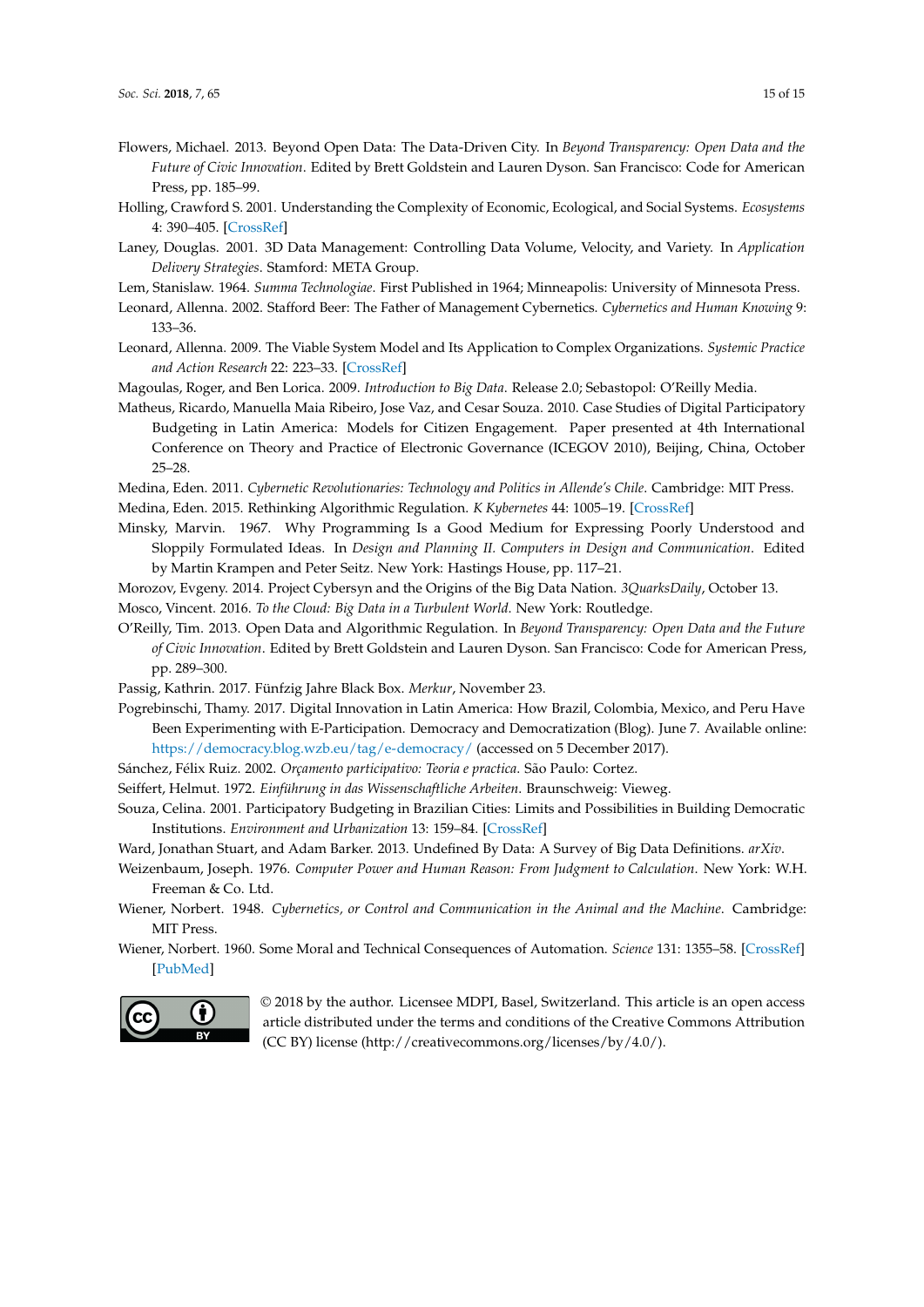Flowers, Michael. 2013. Beyond Open Data: The Data-Driven City. In *Beyond Transparency: Open Data and the Future of Civic Innovation*. Edited by Brett Goldstein and Lauren Dyson. San Francisco: Code for American Press, pp. 185–99.

Holling, Crawford S. 2001. Understanding the Complexity of Economic, Ecological, and Social Systems. *Ecosystems* 4: 390–405. [CrossRef]

Laney, Douglas. 2001. 3D Data Management: Controlling Data Volume, Velocity, and Variety. In *Application Delivery Strategies*. Stamford: META Group.

Lem, Stanislaw. 1964. *Summa Technologiae*. First Published in 1964; Minneapolis: University of Minnesota Press.

Leonard, Allenna. 2002. Stafford Beer: The Father of Management Cybernetics. *Cybernetics and Human Knowing* 9: 133–36.

Leonard, Allenna. 2009. The Viable System Model and Its Application to Complex Organizations. *Systemic Practice and Action Research* 22: 223–33. [CrossRef]

Magoulas, Roger, and Ben Lorica. 2009. *Introduction to Big Data*. Release 2.0; Sebastopol: O'Reilly Media.

Matheus, Ricardo, Manuella Maia Ribeiro, Jose Vaz, and Cesar Souza. 2010. Case Studies of Digital Participatory Budgeting in Latin America: Models for Citizen Engagement. Paper presented at 4th International Conference on Theory and Practice of Electronic Governance (ICEGOV 2010), Beijing, China, October 25–28.

Medina, Eden. 2011. *Cybernetic Revolutionaries: Technology and Politics in Allende's Chile*. Cambridge: MIT Press.

Medina, Eden. 2015. Rethinking Algorithmic Regulation. *K Kybernetes* 44: 1005–19. [CrossRef]

Minsky, Marvin. 1967. Why Programming Is a Good Medium for Expressing Poorly Understood and Sloppily Formulated Ideas. In *Design and Planning II. Computers in Design and Communication*. Edited by Martin Krampen and Peter Seitz. New York: Hastings House, pp. 117–21.

Morozov, Evgeny. 2014. Project Cybersyn and the Origins of the Big Data Nation. *3QuarksDaily*, October 13.

Mosco, Vincent. 2016. *To the Cloud: Big Data in a Turbulent World*. New York: Routledge.

O'Reilly, Tim. 2013. Open Data and Algorithmic Regulation. In *Beyond Transparency: Open Data and the Future of Civic Innovation*. Edited by Brett Goldstein and Lauren Dyson. San Francisco: Code for American Press, pp. 289–300.

Passig, Kathrin. 2017. Fünfzig Jahre Black Box. *Merkur*, November 23.

Pogrebinschi, Thamy. 2017. Digital Innovation in Latin America: How Brazil, Colombia, Mexico, and Peru Have Been Experimenting with E-Participation. Democracy and Democratization (Blog). June 7. Available online: https://democracy.blog.wzb.eu/tag/e-democracy/ (accessed on 5 December 2017).

Sánchez, Félix Ruiz. 2002. *Orçamento participativo: Teoria e practica*. São Paulo: Cortez.

Seiffert, Helmut. 1972. *Einführung in das Wissenschaftliche Arbeiten*. Braunschweig: Vieweg.

Souza, Celina. 2001. Participatory Budgeting in Brazilian Cities: Limits and Possibilities in Building Democratic Institutions. *Environment and Urbanization* 13: 159–84. [CrossRef]

Ward, Jonathan Stuart, and Adam Barker. 2013. Undefined By Data: A Survey of Big Data Definitions. *arXiv*.

Weizenbaum, Joseph. 1976. *Computer Power and Human Reason: From Judgment to Calculation*. New York: W.H. Freeman & Co. Ltd.

Wiener, Norbert. 1948. *Cybernetics, or Control and Communication in the Animal and the Machine*. Cambridge: MIT Press.

Wiener, Norbert. 1960. Some Moral and Technical Consequences of Automation. *Science* 131: 1355–58. [CrossRef] [PubMed]

© 2018 by the author. Licensee MDPI, Basel, Switzerland. This article is an open access article distributed under the terms and conditions of the Creative Commons Attribution (CC BY) license (http://creativecommons.org/licenses/by/4.0/).